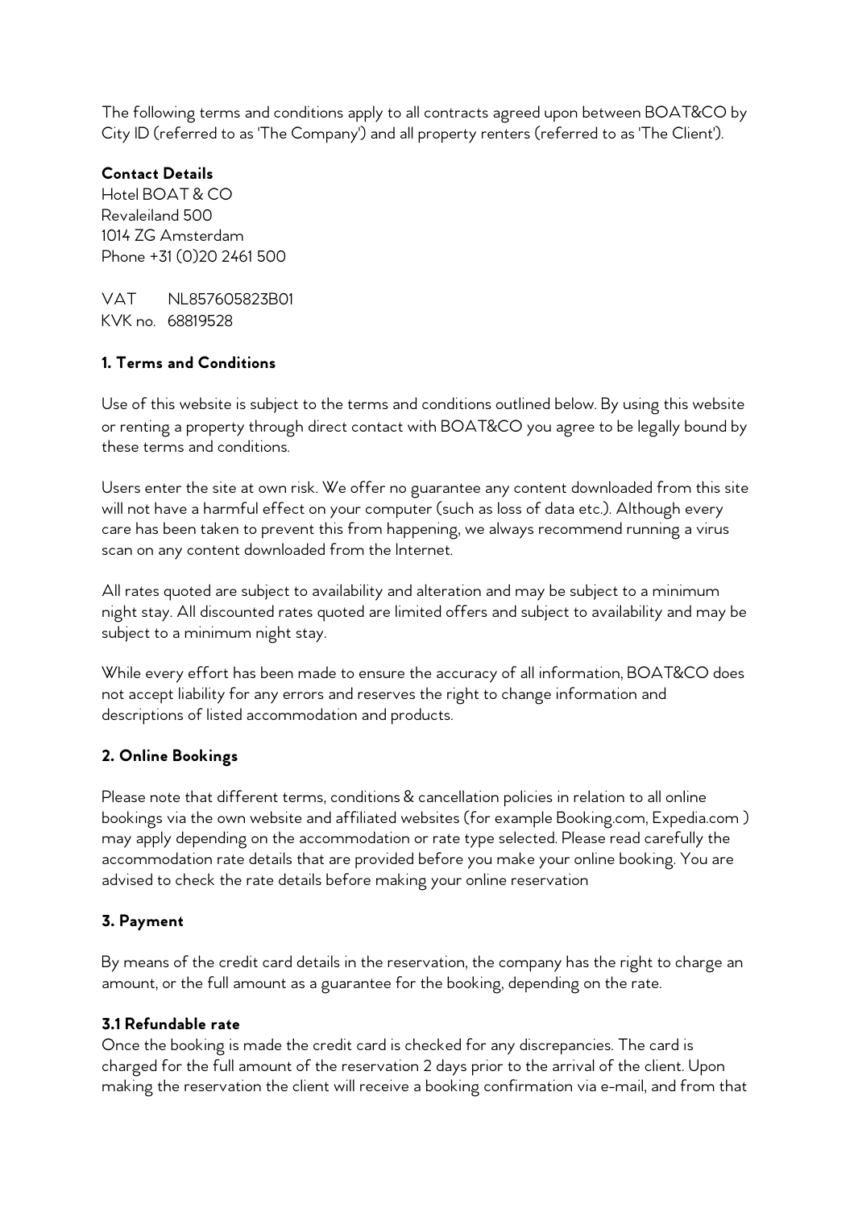The following terms and conditions apply to all contracts agreed upon between BOAT&CO by City ID (referred to as 'The Company') and all property renters (referred to as 'The Client').

**Contact Details**
Hotel BOAT & CO
Revaleiland 500
1014 ZG Amsterdam
Phone +31 (0)20 2461 500

VAT NL857605823B01
KVK no. 68819528

### 1. Terms and Conditions

Use of this website is subject to the terms and conditions outlined below. By using this website or renting a property through direct contact with BOAT&CO you agree to be legally bound by these terms and conditions.

Users enter the site at own risk. We offer no guarantee any content downloaded from this site will not have a harmful effect on your computer (such as loss of data etc.). Although every care has been taken to prevent this from happening, we always recommend running a virus scan on any content downloaded from the Internet.

All rates quoted are subject to availability and alteration and may be subject to a minimum night stay. All discounted rates quoted are limited offers and subject to availability and may be subject to a minimum night stay.

While every effort has been made to ensure the accuracy of all information, BOAT&CO does not accept liability for any errors and reserves the right to change information and descriptions of listed accommodation and products.

### 2. Online Bookings

Please note that different terms, conditions & cancellation policies in relation to all online bookings via the own website and affiliated websites (for example Booking.com, Expedia.com ) may apply depending on the accommodation or rate type selected. Please read carefully the accommodation rate details that are provided before you make your online booking. You are advised to check the rate details before making your online reservation

### 3. Payment

By means of the credit card details in the reservation, the company has the right to charge an amount, or the full amount as a guarantee for the booking, depending on the rate.

#### 3.1 Refundable rate

Once the booking is made the credit card is checked for any discrepancies. The card is charged for the full amount of the reservation 2 days prior to the arrival of the client. Upon making the reservation the client will receive a booking confirmation via e-mail, and from that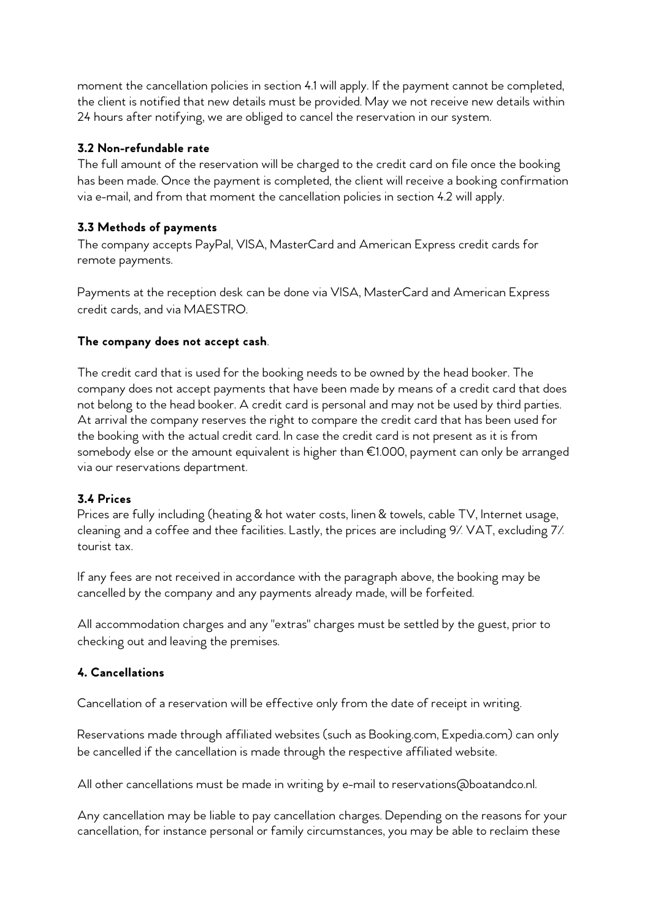moment the cancellation policies in section 4.1 will apply. If the payment cannot be completed, the client is notified that new details must be provided. May we not receive new details within 24 hours after notifying, we are obliged to cancel the reservation in our system.

### 3.2 Non-refundable rate

The full amount of the reservation will be charged to the credit card on file once the booking has been made. Once the payment is completed, the client will receive a booking confirmation via e-mail, and from that moment the cancellation policies in section 4.2 will apply.

### 3.3 Methods of payments

The company accepts PayPal, VISA, MasterCard and American Express credit cards for remote payments.

Payments at the reception desk can be done via VISA, MasterCard and American Express credit cards, and via MAESTRO.

**The company does not accept cash**.

The credit card that is used for the booking needs to be owned by the head booker. The company does not accept payments that have been made by means of a credit card that does not belong to the head booker. A credit card is personal and may not be used by third parties. At arrival the company reserves the right to compare the credit card that has been used for the booking with the actual credit card. In case the credit card is not present as it is from somebody else or the amount equivalent is higher than €1.000, payment can only be arranged via our reservations department.

### 3.4 Prices

Prices are fully including (heating & hot water costs, linen & towels, cable TV, Internet usage, cleaning and a coffee and thee facilities. Lastly, the prices are including 9% VAT, excluding 7% tourist tax.

If any fees are not received in accordance with the paragraph above, the booking may be cancelled by the company and any payments already made, will be forfeited.

All accommodation charges and any "extras" charges must be settled by the guest, prior to checking out and leaving the premises.

## 4. Cancellations

Cancellation of a reservation will be effective only from the date of receipt in writing.

Reservations made through affiliated websites (such as Booking.com, Expedia.com) can only be cancelled if the cancellation is made through the respective affiliated website.

All other cancellations must be made in writing by e-mail to reservations@boatandco.nl.

Any cancellation may be liable to pay cancellation charges. Depending on the reasons for your cancellation, for instance personal or family circumstances, you may be able to reclaim these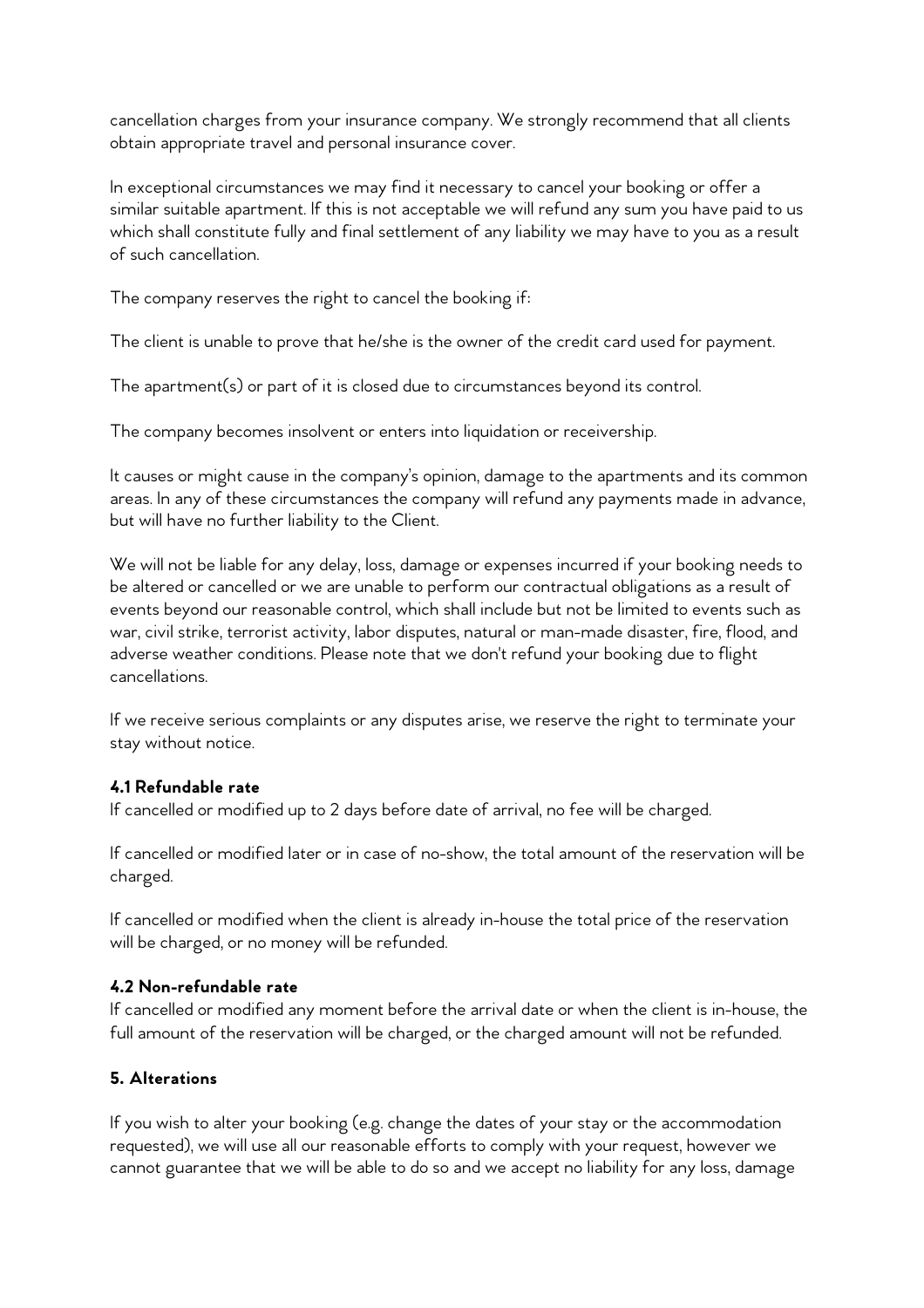cancellation charges from your insurance company. We strongly recommend that all clients obtain appropriate travel and personal insurance cover.

In exceptional circumstances we may find it necessary to cancel your booking or offer a similar suitable apartment. If this is not acceptable we will refund any sum you have paid to us which shall constitute fully and final settlement of any liability we may have to you as a result of such cancellation.

The company reserves the right to cancel the booking if:

The client is unable to prove that he/she is the owner of the credit card used for payment.

The apartment(s) or part of it is closed due to circumstances beyond its control.

The company becomes insolvent or enters into liquidation or receivership.

It causes or might cause in the company's opinion, damage to the apartments and its common areas. In any of these circumstances the company will refund any payments made in advance, but will have no further liability to the Client.

We will not be liable for any delay, loss, damage or expenses incurred if your booking needs to be altered or cancelled or we are unable to perform our contractual obligations as a result of events beyond our reasonable control, which shall include but not be limited to events such as war, civil strike, terrorist activity, labor disputes, natural or man-made disaster, fire, flood, and adverse weather conditions. Please note that we don't refund your booking due to flight cancellations.

If we receive serious complaints or any disputes arise, we reserve the right to terminate your stay without notice.

**4.1 Refundable rate**

If cancelled or modified up to 2 days before date of arrival, no fee will be charged.

If cancelled or modified later or in case of no-show, the total amount of the reservation will be charged.

If cancelled or modified when the client is already in-house the total price of the reservation will be charged, or no money will be refunded.

**4.2 Non-refundable rate**

If cancelled or modified any moment before the arrival date or when the client is in-house, the full amount of the reservation will be charged, or the charged amount will not be refunded.

**5. Alterations**

If you wish to alter your booking (e.g. change the dates of your stay or the accommodation requested), we will use all our reasonable efforts to comply with your request, however we cannot guarantee that we will be able to do so and we accept no liability for any loss, damage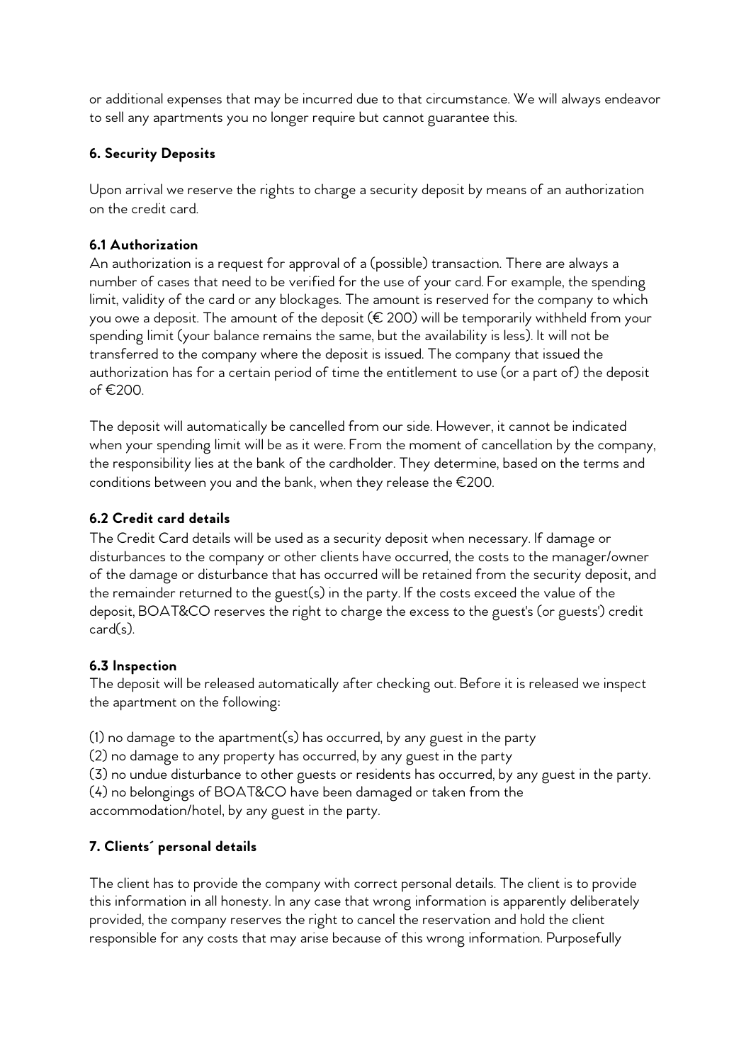or additional expenses that may be incurred due to that circumstance. We will always endeavor to sell any apartments you no longer require but cannot guarantee this.

### 6. Security Deposits

Upon arrival we reserve the rights to charge a security deposit by means of an authorization on the credit card.

#### 6.1 Authorization

An authorization is a request for approval of a (possible) transaction. There are always a number of cases that need to be verified for the use of your card. For example, the spending limit, validity of the card or any blockages. The amount is reserved for the company to which you owe a deposit. The amount of the deposit (€ 200) will be temporarily withheld from your spending limit (your balance remains the same, but the availability is less). It will not be transferred to the company where the deposit is issued. The company that issued the authorization has for a certain period of time the entitlement to use (or a part of) the deposit of €200.

The deposit will automatically be cancelled from our side. However, it cannot be indicated when your spending limit will be as it were. From the moment of cancellation by the company, the responsibility lies at the bank of the cardholder. They determine, based on the terms and conditions between you and the bank, when they release the €200.

#### 6.2 Credit card details

The Credit Card details will be used as a security deposit when necessary. If damage or disturbances to the company or other clients have occurred, the costs to the manager/owner of the damage or disturbance that has occurred will be retained from the security deposit, and the remainder returned to the guest(s) in the party. If the costs exceed the value of the deposit, BOAT&CO reserves the right to charge the excess to the guest's (or guests') credit card(s).

#### 6.3 Inspection

The deposit will be released automatically after checking out. Before it is released we inspect the apartment on the following:

(1) no damage to the apartment(s) has occurred, by any guest in the party
(2) no damage to any property has occurred, by any guest in the party
(3) no undue disturbance to other guests or residents has occurred, by any guest in the party.
(4) no belongings of BOAT&CO have been damaged or taken from the accommodation/hotel, by any guest in the party.

### 7. Clients´ personal details

The client has to provide the company with correct personal details. The client is to provide this information in all honesty. In any case that wrong information is apparently deliberately provided, the company reserves the right to cancel the reservation and hold the client responsible for any costs that may arise because of this wrong information. Purposefully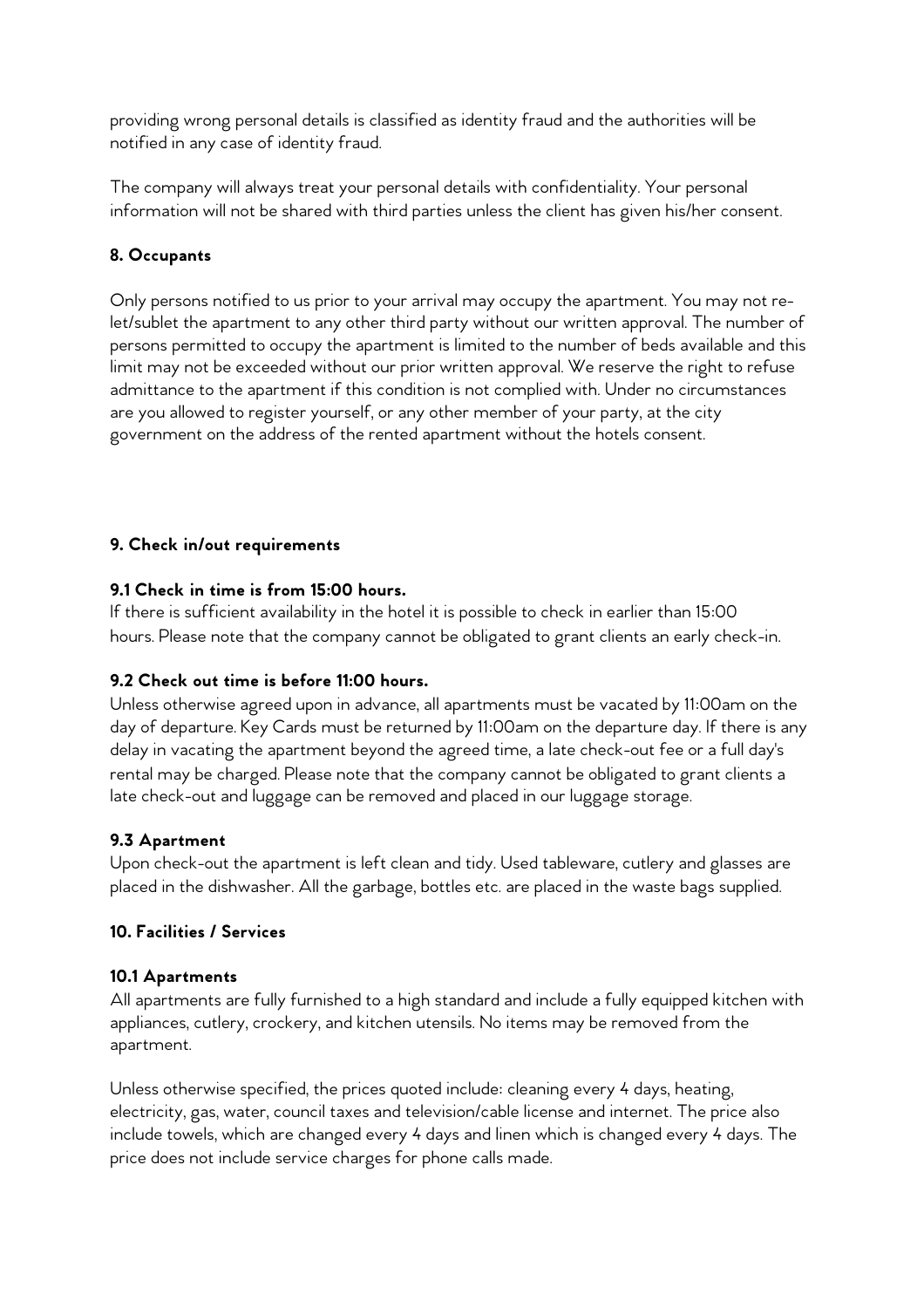providing wrong personal details is classified as identity fraud and the authorities will be notified in any case of identity fraud.

The company will always treat your personal details with confidentiality. Your personal information will not be shared with third parties unless the client has given his/her consent.

**8. Occupants**

Only persons notified to us prior to your arrival may occupy the apartment. You may not re-let/sublet the apartment to any other third party without our written approval. The number of persons permitted to occupy the apartment is limited to the number of beds available and this limit may not be exceeded without our prior written approval. We reserve the right to refuse admittance to the apartment if this condition is not complied with. Under no circumstances are you allowed to register yourself, or any other member of your party, at the city government on the address of the rented apartment without the hotels consent.

**9. Check in/out requirements**

**9.1 Check in time is from 15:00 hours.**

If there is sufficient availability in the hotel it is possible to check in earlier than 15:00 hours. Please note that the company cannot be obligated to grant clients an early check-in.

**9.2 Check out time is before 11:00 hours.**

Unless otherwise agreed upon in advance, all apartments must be vacated by 11:00am on the day of departure. Key Cards must be returned by 11:00am on the departure day. If there is any delay in vacating the apartment beyond the agreed time, a late check-out fee or a full day's rental may be charged. Please note that the company cannot be obligated to grant clients a late check-out and luggage can be removed and placed in our luggage storage.

**9.3 Apartment**

Upon check-out the apartment is left clean and tidy. Used tableware, cutlery and glasses are placed in the dishwasher. All the garbage, bottles etc. are placed in the waste bags supplied.

**10. Facilities / Services**

**10.1 Apartments**

All apartments are fully furnished to a high standard and include a fully equipped kitchen with appliances, cutlery, crockery, and kitchen utensils. No items may be removed from the apartment.

Unless otherwise specified, the prices quoted include: cleaning every 4 days, heating, electricity, gas, water, council taxes and television/cable license and internet. The price also include towels, which are changed every 4 days and linen which is changed every 4 days. The price does not include service charges for phone calls made.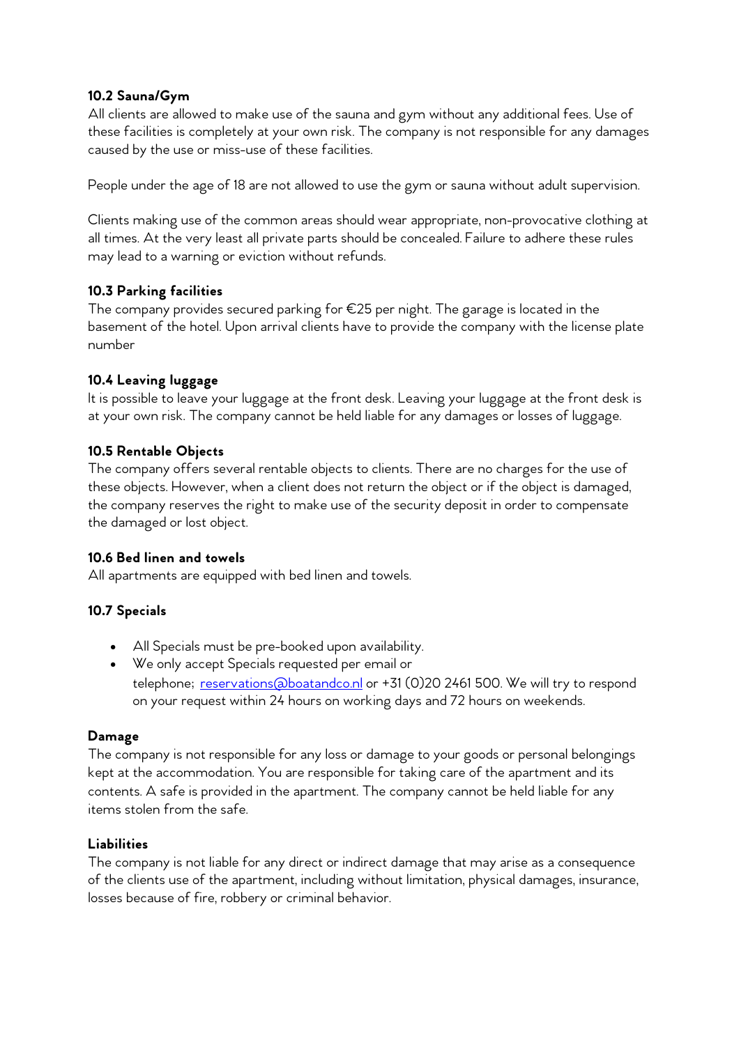### 10.2 Sauna/Gym

All clients are allowed to make use of the sauna and gym without any additional fees. Use of these facilities is completely at your own risk. The company is not responsible for any damages caused by the use or miss-use of these facilities.

People under the age of 18 are not allowed to use the gym or sauna without adult supervision.

Clients making use of the common areas should wear appropriate, non-provocative clothing at all times. At the very least all private parts should be concealed. Failure to adhere these rules may lead to a warning or eviction without refunds.

### 10.3 Parking facilities

The company provides secured parking for €25 per night. The garage is located in the basement of the hotel. Upon arrival clients have to provide the company with the license plate number

### 10.4 Leaving luggage

It is possible to leave your luggage at the front desk. Leaving your luggage at the front desk is at your own risk. The company cannot be held liable for any damages or losses of luggage.

### 10.5 Rentable Objects

The company offers several rentable objects to clients. There are no charges for the use of these objects. However, when a client does not return the object or if the object is damaged, the company reserves the right to make use of the security deposit in order to compensate the damaged or lost object.

### 10.6 Bed linen and towels

All apartments are equipped with bed linen and towels.

### 10.7 Specials

- All Specials must be pre-booked upon availability.
- We only accept Specials requested per email or telephone; reservations@boatandco.nl or +31 (0)20 2461 500. We will try to respond on your request within 24 hours on working days and 72 hours on weekends.

### Damage

The company is not responsible for any loss or damage to your goods or personal belongings kept at the accommodation. You are responsible for taking care of the apartment and its contents. A safe is provided in the apartment. The company cannot be held liable for any items stolen from the safe.

### Liabilities

The company is not liable for any direct or indirect damage that may arise as a consequence of the clients use of the apartment, including without limitation, physical damages, insurance, losses because of fire, robbery or criminal behavior.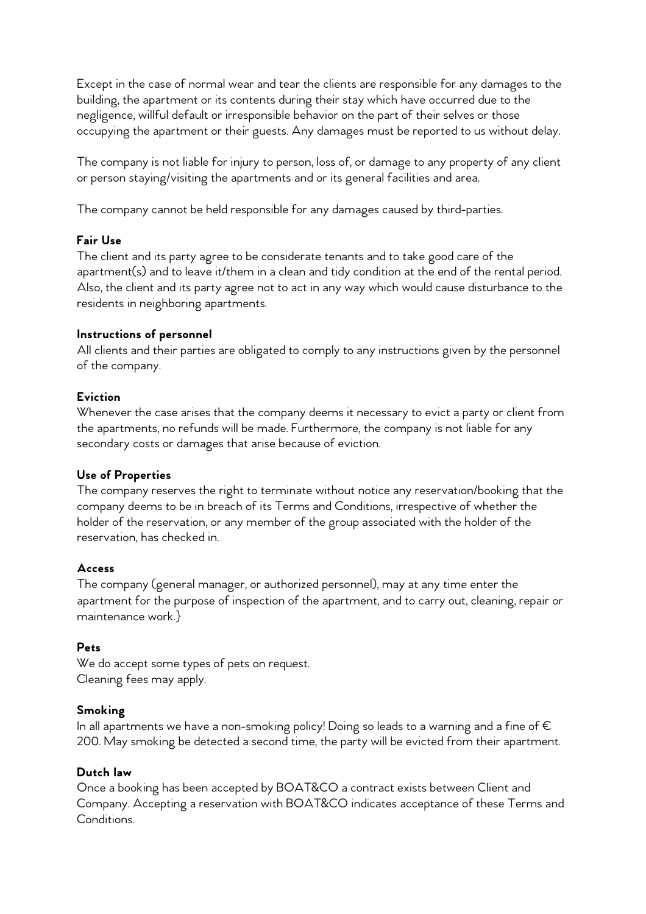Except in the case of normal wear and tear the clients are responsible for any damages to the building, the apartment or its contents during their stay which have occurred due to the negligence, willful default or irresponsible behavior on the part of their selves or those occupying the apartment or their guests. Any damages must be reported to us without delay.

The company is not liable for injury to person, loss of, or damage to any property of any client or person staying/visiting the apartments and or its general facilities and area.

The company cannot be held responsible for any damages caused by third-parties.

**Fair Use**

The client and its party agree to be considerate tenants and to take good care of the apartment(s) and to leave it/them in a clean and tidy condition at the end of the rental period. Also, the client and its party agree not to act in any way which would cause disturbance to the residents in neighboring apartments.

**Instructions of personnel**

All clients and their parties are obligated to comply to any instructions given by the personnel of the company.

**Eviction**

Whenever the case arises that the company deems it necessary to evict a party or client from the apartments, no refunds will be made. Furthermore, the company is not liable for any secondary costs or damages that arise because of eviction.

**Use of Properties**

The company reserves the right to terminate without notice any reservation/booking that the company deems to be in breach of its Terms and Conditions, irrespective of whether the holder of the reservation, or any member of the group associated with the holder of the reservation, has checked in.

**Access**

The company (general manager, or authorized personnel), may at any time enter the apartment for the purpose of inspection of the apartment, and to carry out, cleaning, repair or maintenance work.}

**Pets**

We do accept some types of pets on request.
Cleaning fees may apply.

**Smoking**

In all apartments we have a non-smoking policy! Doing so leads to a warning and a fine of € 200. May smoking be detected a second time, the party will be evicted from their apartment.

**Dutch law**

Once a booking has been accepted by BOAT&CO a contract exists between Client and Company. Accepting a reservation with BOAT&CO indicates acceptance of these Terms and Conditions.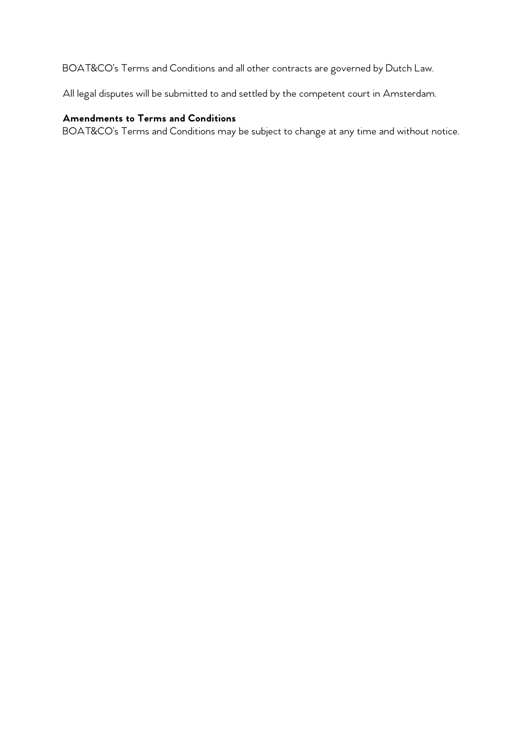BOAT&CO's Terms and Conditions and all other contracts are governed by Dutch Law.

All legal disputes will be submitted to and settled by the competent court in Amsterdam.

**Amendments to Terms and Conditions**

BOAT&CO's Terms and Conditions may be subject to change at any time and without notice.